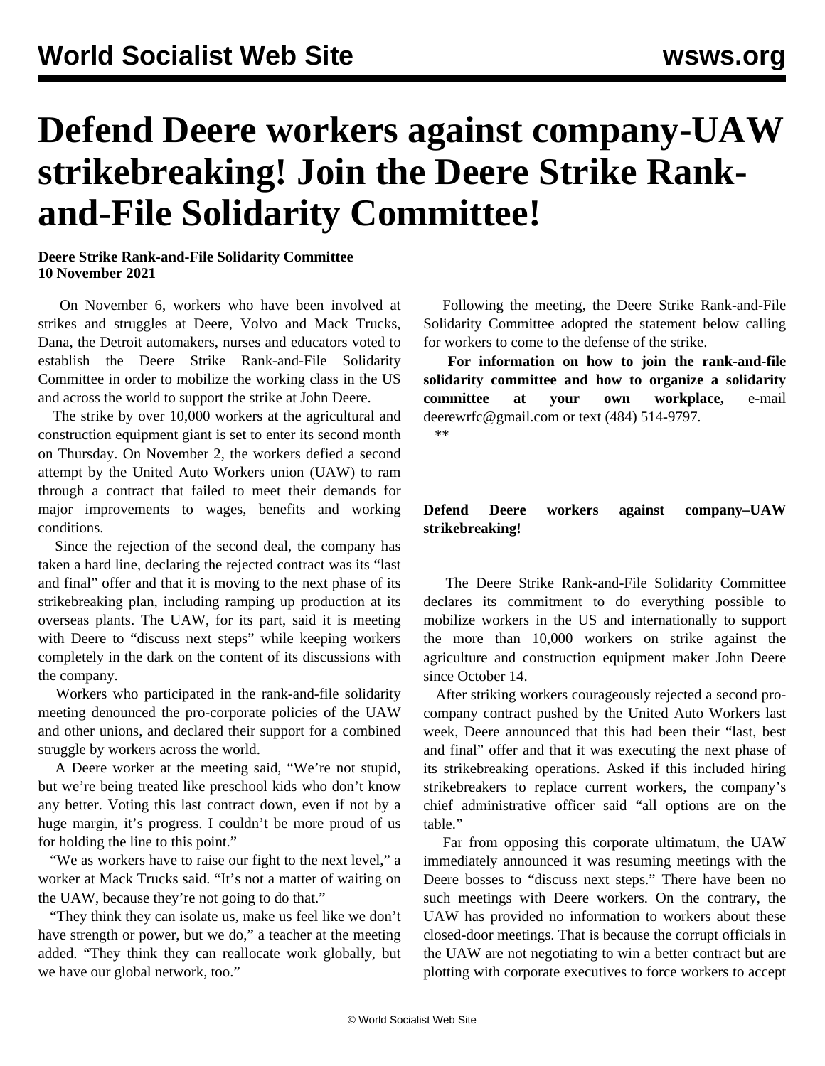# Defend Deere workers against company-UAW strikebreaking! Join the Deere Strike Rank-and-File Solidarity Committee!

**Deere Strike Rank-and-File Solidarity Committee**
**10 November 2021**

On November 6, workers who have been involved at strikes and struggles at Deere, Volvo and Mack Trucks, Dana, the Detroit automakers, nurses and educators voted to establish the Deere Strike Rank-and-File Solidarity Committee in order to mobilize the working class in the US and across the world to support the strike at John Deere.

The strike by over 10,000 workers at the agricultural and construction equipment giant is set to enter its second month on Thursday. On November 2, the workers defied a second attempt by the United Auto Workers union (UAW) to ram through a contract that failed to meet their demands for major improvements to wages, benefits and working conditions.

Since the rejection of the second deal, the company has taken a hard line, declaring the rejected contract was its "last and final" offer and that it is moving to the next phase of its strikebreaking plan, including ramping up production at its overseas plants. The UAW, for its part, said it is meeting with Deere to "discuss next steps" while keeping workers completely in the dark on the content of its discussions with the company.

Workers who participated in the rank-and-file solidarity meeting denounced the pro-corporate policies of the UAW and other unions, and declared their support for a combined struggle by workers across the world.

A Deere worker at the meeting said, "We're not stupid, but we're being treated like preschool kids who don't know any better. Voting this last contract down, even if not by a huge margin, it's progress. I couldn't be more proud of us for holding the line to this point."

"We as workers have to raise our fight to the next level," a worker at Mack Trucks said. "It's not a matter of waiting on the UAW, because they're not going to do that."

"They think they can isolate us, make us feel like we don't have strength or power, but we do," a teacher at the meeting added. "They think they can reallocate work globally, but we have our global network, too."

Following the meeting, the Deere Strike Rank-and-File Solidarity Committee adopted the statement below calling for workers to come to the defense of the strike.

**For information on how to join the rank-and-file solidarity committee and how to organize a solidarity committee at your own workplace,** e-mail deerewrfc@gmail.com or text (484) 514-9797.

**

**Defend Deere workers against company–UAW strikebreaking!**

The Deere Strike Rank-and-File Solidarity Committee declares its commitment to do everything possible to mobilize workers in the US and internationally to support the more than 10,000 workers on strike against the agriculture and construction equipment maker John Deere since October 14.

After striking workers courageously rejected a second pro-company contract pushed by the United Auto Workers last week, Deere announced that this had been their "last, best and final" offer and that it was executing the next phase of its strikebreaking operations. Asked if this included hiring strikebreakers to replace current workers, the company's chief administrative officer said "all options are on the table."

Far from opposing this corporate ultimatum, the UAW immediately announced it was resuming meetings with the Deere bosses to "discuss next steps." There have been no such meetings with Deere workers. On the contrary, the UAW has provided no information to workers about these closed-door meetings. That is because the corrupt officials in the UAW are not negotiating to win a better contract but are plotting with corporate executives to force workers to accept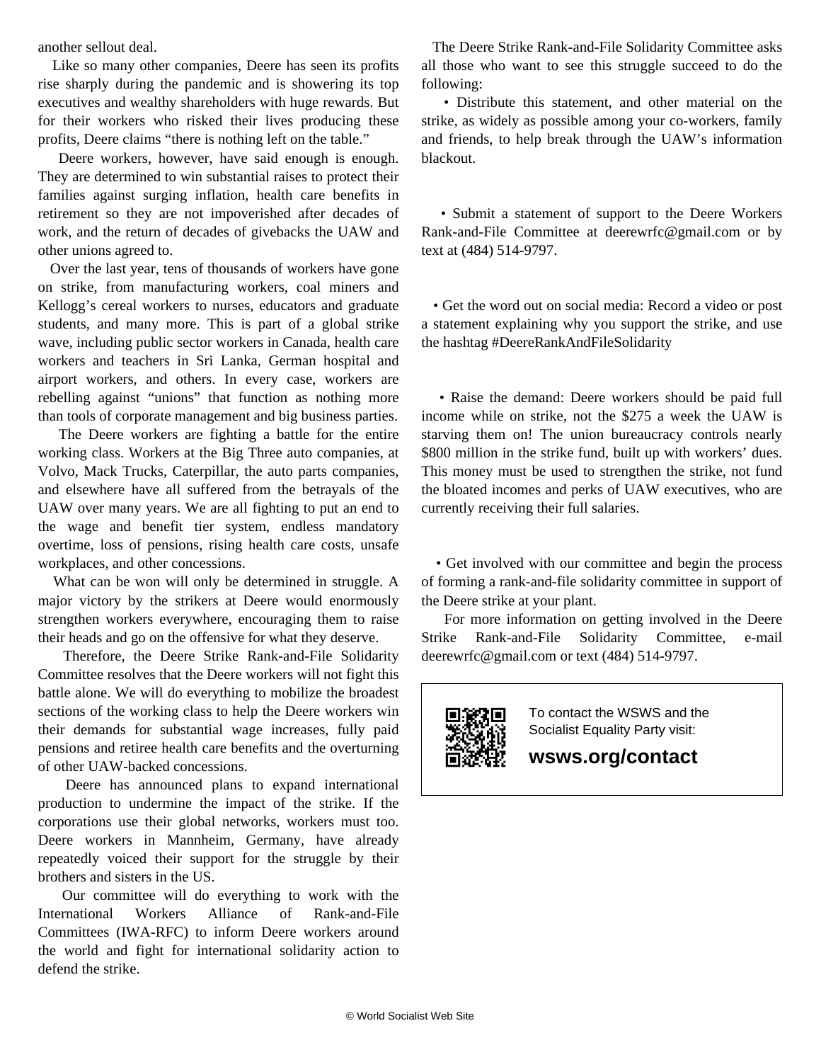another sellout deal.

Like so many other companies, Deere has seen its profits rise sharply during the pandemic and is showering its top executives and wealthy shareholders with huge rewards. But for their workers who risked their lives producing these profits, Deere claims "there is nothing left on the table."

Deere workers, however, have said enough is enough. They are determined to win substantial raises to protect their families against surging inflation, health care benefits in retirement so they are not impoverished after decades of work, and the return of decades of givebacks the UAW and other unions agreed to.

Over the last year, tens of thousands of workers have gone on strike, from manufacturing workers, coal miners and Kellogg's cereal workers to nurses, educators and graduate students, and many more. This is part of a global strike wave, including public sector workers in Canada, health care workers and teachers in Sri Lanka, German hospital and airport workers, and others. In every case, workers are rebelling against "unions" that function as nothing more than tools of corporate management and big business parties.

The Deere workers are fighting a battle for the entire working class. Workers at the Big Three auto companies, at Volvo, Mack Trucks, Caterpillar, the auto parts companies, and elsewhere have all suffered from the betrayals of the UAW over many years. We are all fighting to put an end to the wage and benefit tier system, endless mandatory overtime, loss of pensions, rising health care costs, unsafe workplaces, and other concessions.

What can be won will only be determined in struggle. A major victory by the strikers at Deere would enormously strengthen workers everywhere, encouraging them to raise their heads and go on the offensive for what they deserve.

Therefore, the Deere Strike Rank-and-File Solidarity Committee resolves that the Deere workers will not fight this battle alone. We will do everything to mobilize the broadest sections of the working class to help the Deere workers win their demands for substantial wage increases, fully paid pensions and retiree health care benefits and the overturning of other UAW-backed concessions.

Deere has announced plans to expand international production to undermine the impact of the strike. If the corporations use their global networks, workers must too. Deere workers in Mannheim, Germany, have already repeatedly voiced their support for the struggle by their brothers and sisters in the US.

Our committee will do everything to work with the International Workers Alliance of Rank-and-File Committees (IWA-RFC) to inform Deere workers around the world and fight for international solidarity action to defend the strike.

The Deere Strike Rank-and-File Solidarity Committee asks all those who want to see this struggle succeed to do the following:

- Distribute this statement, and other material on the strike, as widely as possible among your co-workers, family and friends, to help break through the UAW's information blackout.

- Submit a statement of support to the Deere Workers Rank-and-File Committee at deerewrfc@gmail.com or by text at (484) 514-9797.

- Get the word out on social media: Record a video or post a statement explaining why you support the strike, and use the hashtag #DeereRankAndFileSolidarity

- Raise the demand: Deere workers should be paid full income while on strike, not the $275 a week the UAW is starving them on! The union bureaucracy controls nearly $800 million in the strike fund, built up with workers' dues. This money must be used to strengthen the strike, not fund the bloated incomes and perks of UAW executives, who are currently receiving their full salaries.

- Get involved with our committee and begin the process of forming a rank-and-file solidarity committee in support of the Deere strike at your plant.

For more information on getting involved in the Deere Strike Rank-and-File Solidarity Committee, e-mail deerewrfc@gmail.com or text (484) 514-9797.

To contact the WSWS and the Socialist Equality Party visit:

**wsws.org/contact**